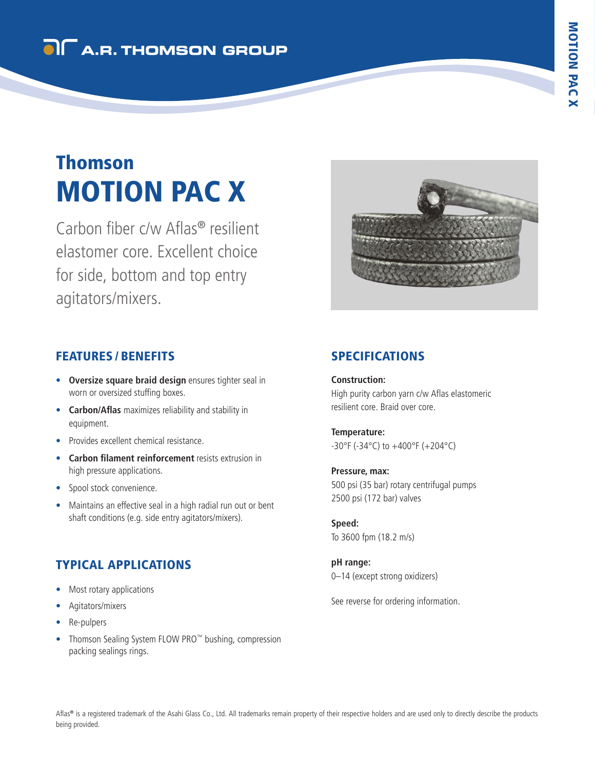# Thomson MOTION PAC X

Carbon fiber c/w Aflas® resilient elastomer core. Excellent choice for side, bottom and top entry agitators/mixers.

## FEATURES / BENEFITS

- **Oversize square braid design** ensures tighter seal in worn or oversized stuffing boxes.
- **Carbon/Aflas** maximizes reliability and stability in equipment.
- Provides excellent chemical resistance.
- **Carbon filament reinforcement** resists extrusion in high pressure applications.
- Spool stock convenience.
- Maintains an effective seal in a high radial run out or bent shaft conditions (e.g. side entry agitators/mixers).

## TYPICAL APPLICATIONS

- Most rotary applications
- Agitators/mixers
- Re-pulpers
- Thomson Sealing System FLOW PRO™ bushing, compression packing sealings rings.

## SPECIFICATIONS

**Construction:**
High purity carbon yarn c/w Aflas elastomeric resilient core. Braid over core.

**Temperature:**
-30°F (-34°C) to +400°F (+204°C)

**Pressure, max:**
500 psi (35 bar) rotary centrifugal pumps
2500 psi (172 bar) valves

**Speed:**
To 3600 fpm (18.2 m/s)

**pH range:**
0–14 (except strong oxidizers)

See reverse for ordering information.

Aflas® is a registered trademark of the Asahi Glass Co., Ltd. All trademarks remain property of their respective holders and are used only to directly describe the products being provided.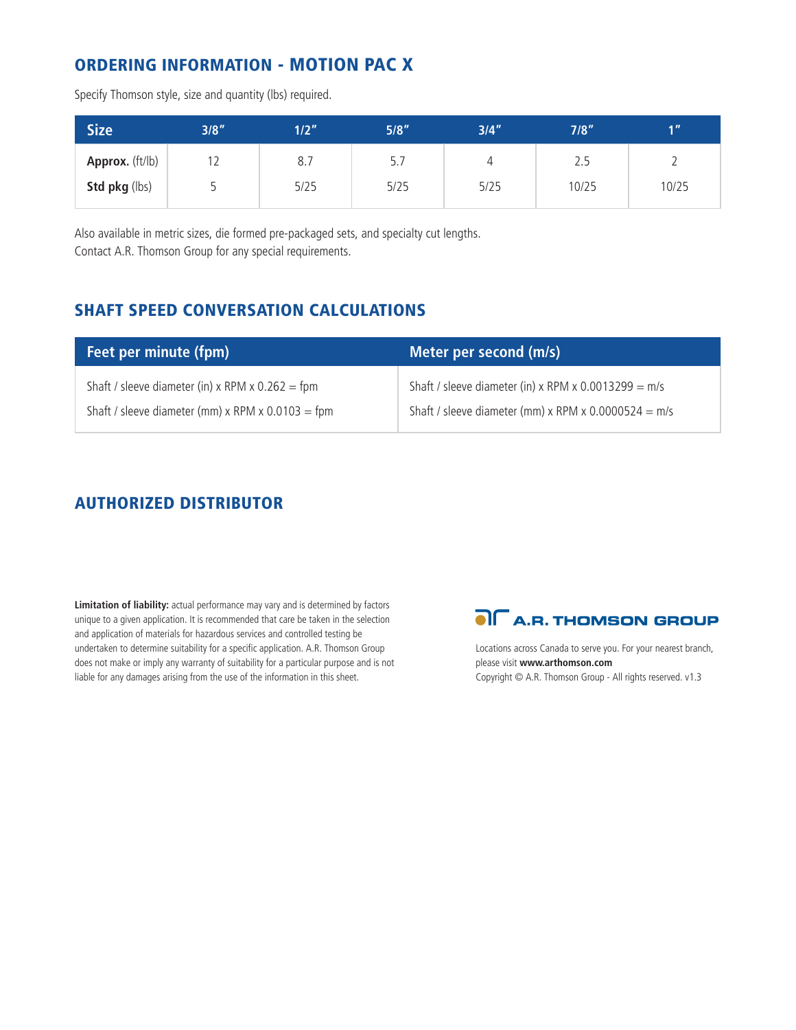## ORDERING INFORMATION - MOTION PAC X

Specify Thomson style, size and quantity (lbs) required.

| Size | 3/8″ | 1/2″ | 5/8″ | 3/4″ | 7/8″ | 1″ |
|---|---|---|---|---|---|---|
| **Approx.** (ft/lb) | 12 | 8.7 | 5.7 | 4 | 2.5 | 2 |
| **Std pkg** (lbs) | 5 | 5/25 | 5/25 | 5/25 | 10/25 | 10/25 |

Also available in metric sizes, die formed pre-packaged sets, and specialty cut lengths.
Contact A.R. Thomson Group for any special requirements.

## SHAFT SPEED CONVERSATION CALCULATIONS

| Feet per minute (fpm) | Meter per second (m/s) |
|---|---|
| Shaft / sleeve diameter (in) x RPM x 0.262 = fpm | Shaft / sleeve diameter (in) x RPM x 0.0013299 = m/s |
| Shaft / sleeve diameter (mm) x RPM x 0.0103 = fpm | Shaft / sleeve diameter (mm) x RPM x 0.0000524 = m/s |

## AUTHORIZED DISTRIBUTOR

**Limitation of liability:** actual performance may vary and is determined by factors unique to a given application. It is recommended that care be taken in the selection and application of materials for hazardous services and controlled testing be undertaken to determine suitability for a specific application. A.R. Thomson Group does not make or imply any warranty of suitability for a particular purpose and is not liable for any damages arising from the use of the information in this sheet.

A.R. THOMSON GROUP

Locations across Canada to serve you. For your nearest branch, please visit **www.arthomson.com**
Copyright © A.R. Thomson Group - All rights reserved. v1.3